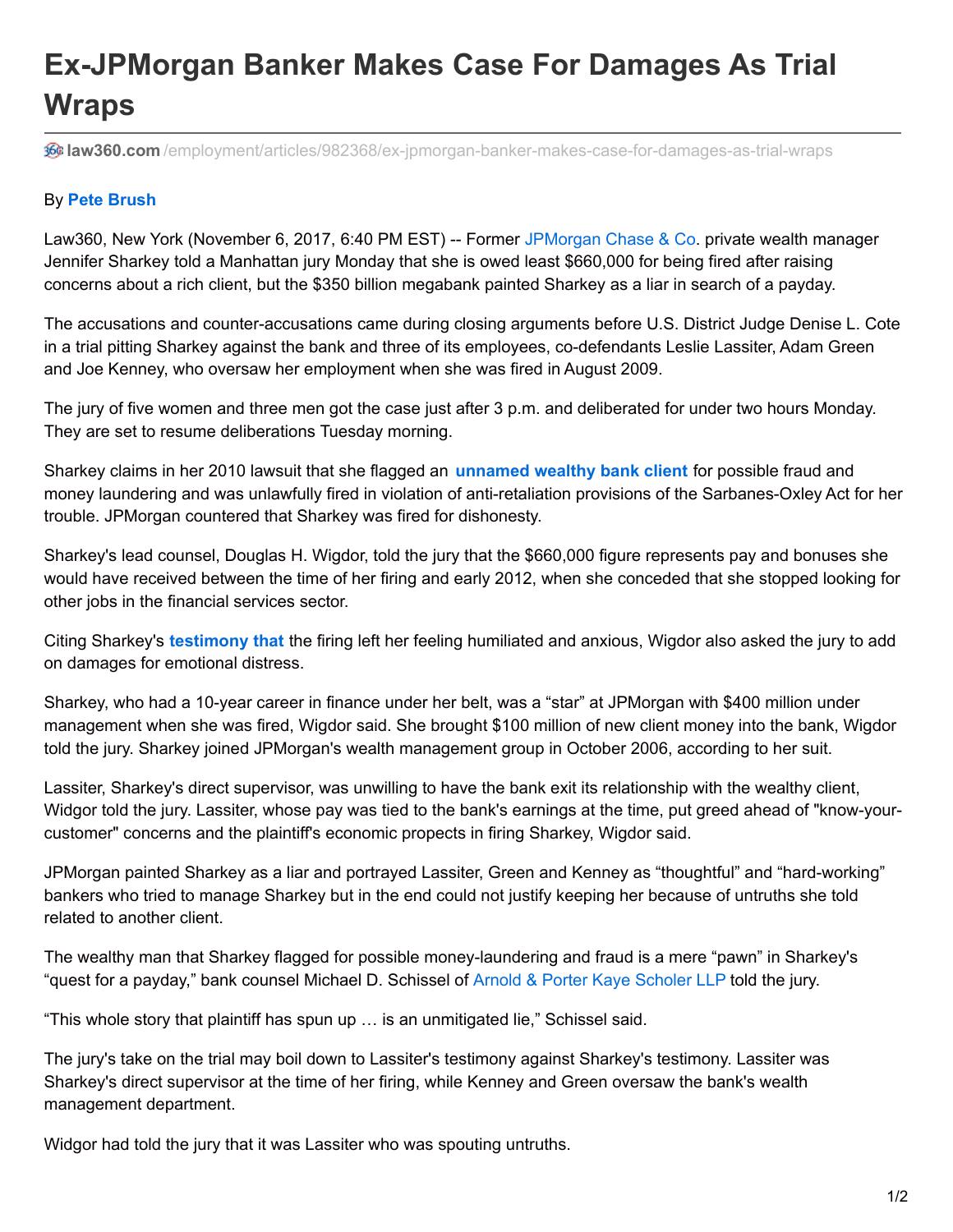# Ex-JPMorgan Banker Makes Case For Damages As Trial Wraps

law360.com/employment/articles/982368/ex-jpmorgan-banker-makes-case-for-damages-as-trial-wraps

By **Pete Brush**

Law360, New York (November 6, 2017, 6:40 PM EST) -- Former JPMorgan Chase & Co. private wealth manager Jennifer Sharkey told a Manhattan jury Monday that she is owed least $660,000 for being fired after raising concerns about a rich client, but the $350 billion megabank painted Sharkey as a liar in search of a payday.

The accusations and counter-accusations came during closing arguments before U.S. District Judge Denise L. Cote in a trial pitting Sharkey against the bank and three of its employees, co-defendants Leslie Lassiter, Adam Green and Joe Kenney, who oversaw her employment when she was fired in August 2009.

The jury of five women and three men got the case just after 3 p.m. and deliberated for under two hours Monday. They are set to resume deliberations Tuesday morning.

Sharkey claims in her 2010 lawsuit that she flagged an **unnamed wealthy bank client** for possible fraud and money laundering and was unlawfully fired in violation of anti-retaliation provisions of the Sarbanes-Oxley Act for her trouble. JPMorgan countered that Sharkey was fired for dishonesty.

Sharkey's lead counsel, Douglas H. Wigdor, told the jury that the $660,000 figure represents pay and bonuses she would have received between the time of her firing and early 2012, when she conceded that she stopped looking for other jobs in the financial services sector.

Citing Sharkey's **testimony that** the firing left her feeling humiliated and anxious, Wigdor also asked the jury to add on damages for emotional distress.

Sharkey, who had a 10-year career in finance under her belt, was a "star" at JPMorgan with $400 million under management when she was fired, Wigdor said. She brought $100 million of new client money into the bank, Wigdor told the jury. Sharkey joined JPMorgan's wealth management group in October 2006, according to her suit.

Lassiter, Sharkey's direct supervisor, was unwilling to have the bank exit its relationship with the wealthy client, Widgor told the jury. Lassiter, whose pay was tied to the bank's earnings at the time, put greed ahead of "know-your-customer" concerns and the plaintiff's economic propects in firing Sharkey, Wigdor said.

JPMorgan painted Sharkey as a liar and portrayed Lassiter, Green and Kenney as "thoughtful" and "hard-working" bankers who tried to manage Sharkey but in the end could not justify keeping her because of untruths she told related to another client.

The wealthy man that Sharkey flagged for possible money-laundering and fraud is a mere "pawn" in Sharkey's "quest for a payday," bank counsel Michael D. Schissel of Arnold & Porter Kaye Scholer LLP told the jury.

"This whole story that plaintiff has spun up … is an unmitigated lie," Schissel said.

The jury's take on the trial may boil down to Lassiter's testimony against Sharkey's testimony. Lassiter was Sharkey's direct supervisor at the time of her firing, while Kenney and Green oversaw the bank's wealth management department.

Widgor had told the jury that it was Lassiter who was spouting untruths.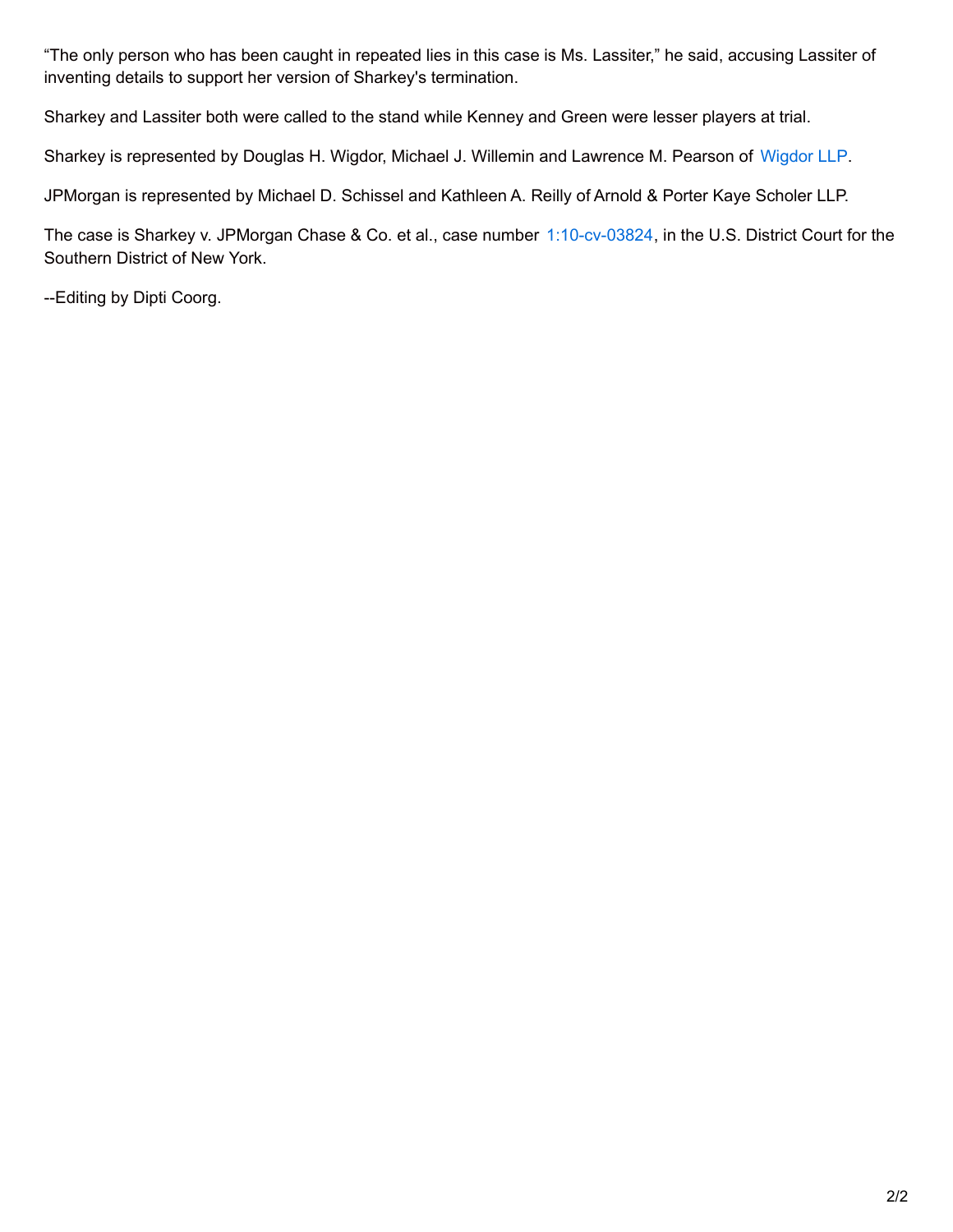“The only person who has been caught in repeated lies in this case is Ms. Lassiter,” he said, accusing Lassiter of inventing details to support her version of Sharkey's termination.

Sharkey and Lassiter both were called to the stand while Kenney and Green were lesser players at trial.

Sharkey is represented by Douglas H. Wigdor, Michael J. Willemin and Lawrence M. Pearson of Wigdor LLP.

JPMorgan is represented by Michael D. Schissel and Kathleen A. Reilly of Arnold & Porter Kaye Scholer LLP.

The case is Sharkey v. JPMorgan Chase & Co. et al., case number 1:10-cv-03824, in the U.S. District Court for the Southern District of New York.

--Editing by Dipti Coorg.